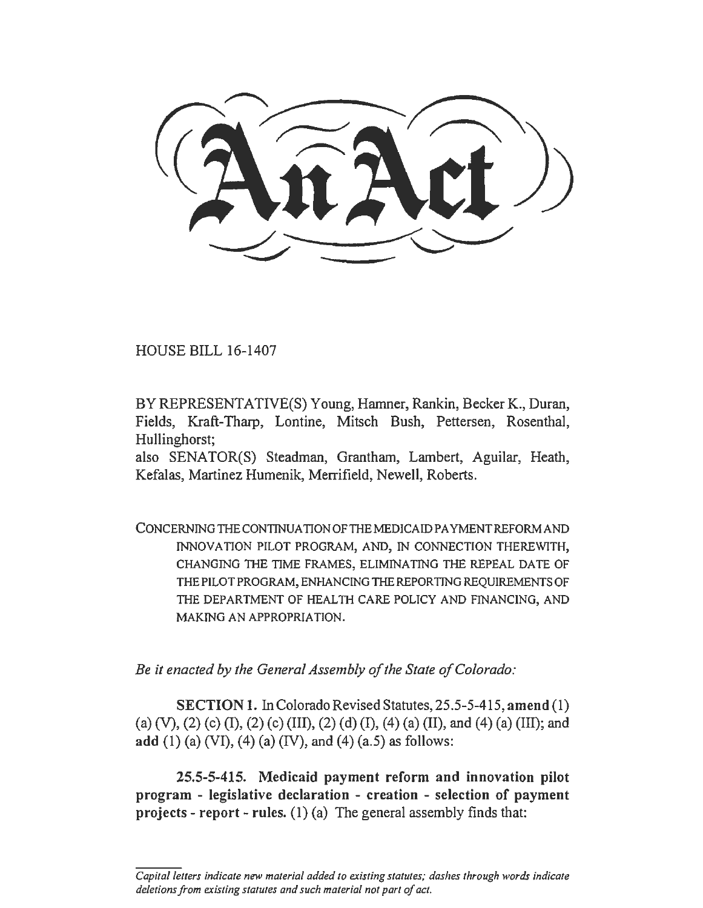# An Act

HOUSE BILL 16-1407

BY REPRESENTATIVE(S) Young, Hamner, Rankin, Becker K., Duran, Fields, Kraft-Tharp, Lontine, Mitsch Bush, Pettersen, Rosenthal, Hullinghorst;
also SENATOR(S) Steadman, Grantham, Lambert, Aguilar, Heath, Kefalas, Martinez Humenik, Merrifield, Newell, Roberts.

CONCERNING THE CONTINUATION OF THE MEDICAID PAYMENT REFORM AND INNOVATION PILOT PROGRAM, AND, IN CONNECTION THEREWITH, CHANGING THE TIME FRAMES, ELIMINATING THE REPEAL DATE OF THE PILOT PROGRAM, ENHANCING THE REPORTING REQUIREMENTS OF THE DEPARTMENT OF HEALTH CARE POLICY AND FINANCING, AND MAKING AN APPROPRIATION.

*Be it enacted by the General Assembly of the State of Colorado:*

**SECTION 1.** In Colorado Revised Statutes, 25.5-5-415, **amend** (1) (a) (V), (2) (c) (I), (2) (c) (III), (2) (d) (I), (4) (a) (II), and (4) (a) (III); and **add** (1) (a) (VI), (4) (a) (IV), and (4) (a.5) as follows:

**25.5-5-415. Medicaid payment reform and innovation pilot program - legislative declaration - creation - selection of payment projects - report - rules.** (1) (a) The general assembly finds that:

*Capital letters indicate new material added to existing statutes; dashes through words indicate deletions from existing statutes and such material not part of act.*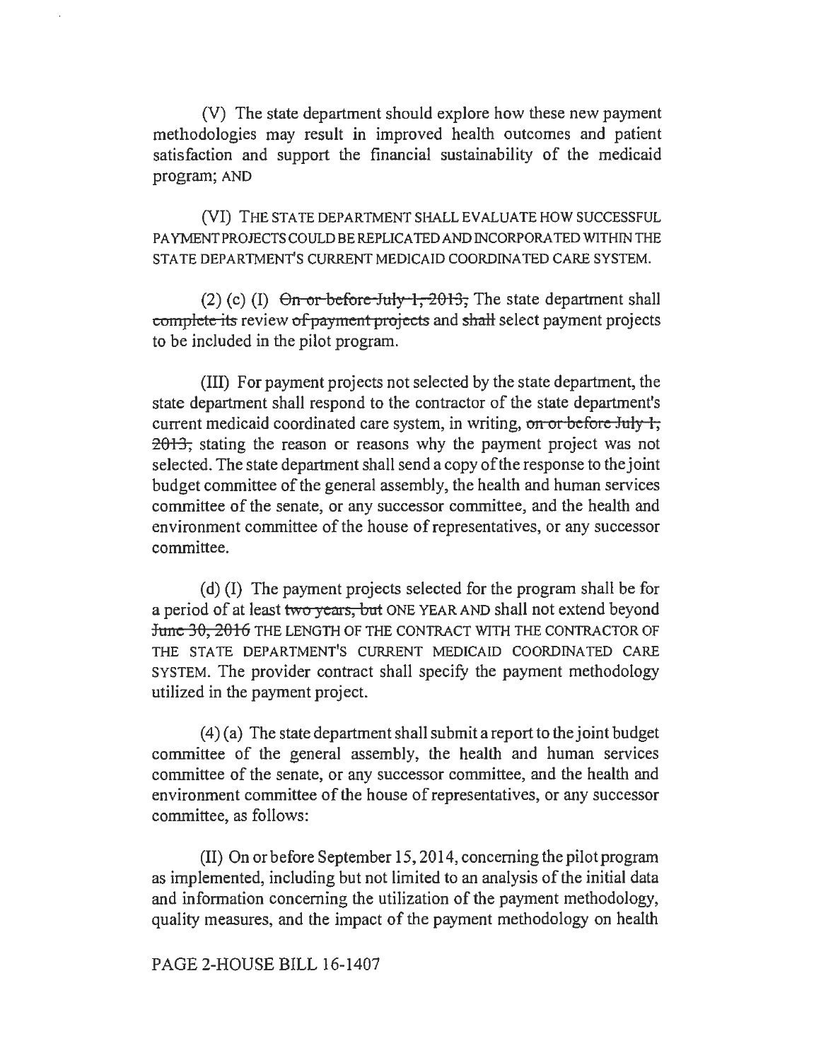(V) The state department should explore how these new payment methodologies may result in improved health outcomes and patient satisfaction and support the financial sustainability of the medicaid program; AND

(VI) THE STATE DEPARTMENT SHALL EVALUATE HOW SUCCESSFUL PAYMENT PROJECTS COULD BE REPLICATED AND INCORPORATED WITHIN THE STATE DEPARTMENT'S CURRENT MEDICAID COORDINATED CARE SYSTEM.

(2) (c) (I) ~~On or before July 1, 2013,~~ The state department shall ~~complete its~~ review ~~of payment projects~~ and ~~shall~~ select payment projects to be included in the pilot program.

(III) For payment projects not selected by the state department, the state department shall respond to the contractor of the state department's current medicaid coordinated care system, in writing, ~~on or before July 1, 2013,~~ stating the reason or reasons why the payment project was not selected. The state department shall send a copy of the response to the joint budget committee of the general assembly, the health and human services committee of the senate, or any successor committee, and the health and environment committee of the house of representatives, or any successor committee.

(d) (I) The payment projects selected for the program shall be for a period of at least ~~two years, but~~ ONE YEAR AND shall not extend beyond ~~June 30, 2016~~ THE LENGTH OF THE CONTRACT WITH THE CONTRACTOR OF THE STATE DEPARTMENT'S CURRENT MEDICAID COORDINATED CARE SYSTEM. The provider contract shall specify the payment methodology utilized in the payment project.

(4) (a) The state department shall submit a report to the joint budget committee of the general assembly, the health and human services committee of the senate, or any successor committee, and the health and environment committee of the house of representatives, or any successor committee, as follows:

(II) On or before September 15, 2014, concerning the pilot program as implemented, including but not limited to an analysis of the initial data and information concerning the utilization of the payment methodology, quality measures, and the impact of the payment methodology on health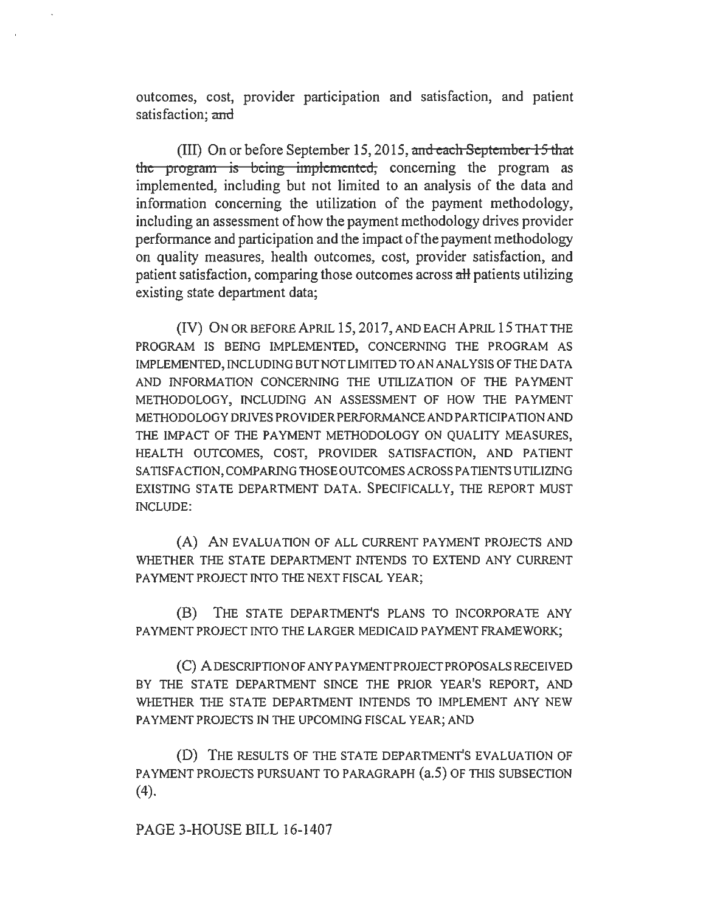outcomes, cost, provider participation and satisfaction, and patient satisfaction; ~~and~~

(III) On or before September 15, 2015, ~~and each September 15 that the program is being implemented,~~ concerning the program as implemented, including but not limited to an analysis of the data and information concerning the utilization of the payment methodology, including an assessment of how the payment methodology drives provider performance and participation and the impact of the payment methodology on quality measures, health outcomes, cost, provider satisfaction, and patient satisfaction, comparing those outcomes across ~~all~~ patients utilizing existing state department data;

(IV) ON OR BEFORE APRIL 15, 2017, AND EACH APRIL 15 THAT THE PROGRAM IS BEING IMPLEMENTED, CONCERNING THE PROGRAM AS IMPLEMENTED, INCLUDING BUT NOT LIMITED TO AN ANALYSIS OF THE DATA AND INFORMATION CONCERNING THE UTILIZATION OF THE PAYMENT METHODOLOGY, INCLUDING AN ASSESSMENT OF HOW THE PAYMENT METHODOLOGY DRIVES PROVIDER PERFORMANCE AND PARTICIPATION AND THE IMPACT OF THE PAYMENT METHODOLOGY ON QUALITY MEASURES, HEALTH OUTCOMES, COST, PROVIDER SATISFACTION, AND PATIENT SATISFACTION, COMPARING THOSE OUTCOMES ACROSS PATIENTS UTILIZING EXISTING STATE DEPARTMENT DATA. SPECIFICALLY, THE REPORT MUST INCLUDE:

(A) AN EVALUATION OF ALL CURRENT PAYMENT PROJECTS AND WHETHER THE STATE DEPARTMENT INTENDS TO EXTEND ANY CURRENT PAYMENT PROJECT INTO THE NEXT FISCAL YEAR;

(B) THE STATE DEPARTMENT'S PLANS TO INCORPORATE ANY PAYMENT PROJECT INTO THE LARGER MEDICAID PAYMENT FRAMEWORK;

(C) A DESCRIPTION OF ANY PAYMENT PROJECT PROPOSALS RECEIVED BY THE STATE DEPARTMENT SINCE THE PRIOR YEAR'S REPORT, AND WHETHER THE STATE DEPARTMENT INTENDS TO IMPLEMENT ANY NEW PAYMENT PROJECTS IN THE UPCOMING FISCAL YEAR; AND

(D) THE RESULTS OF THE STATE DEPARTMENT'S EVALUATION OF PAYMENT PROJECTS PURSUANT TO PARAGRAPH (a.5) OF THIS SUBSECTION (4).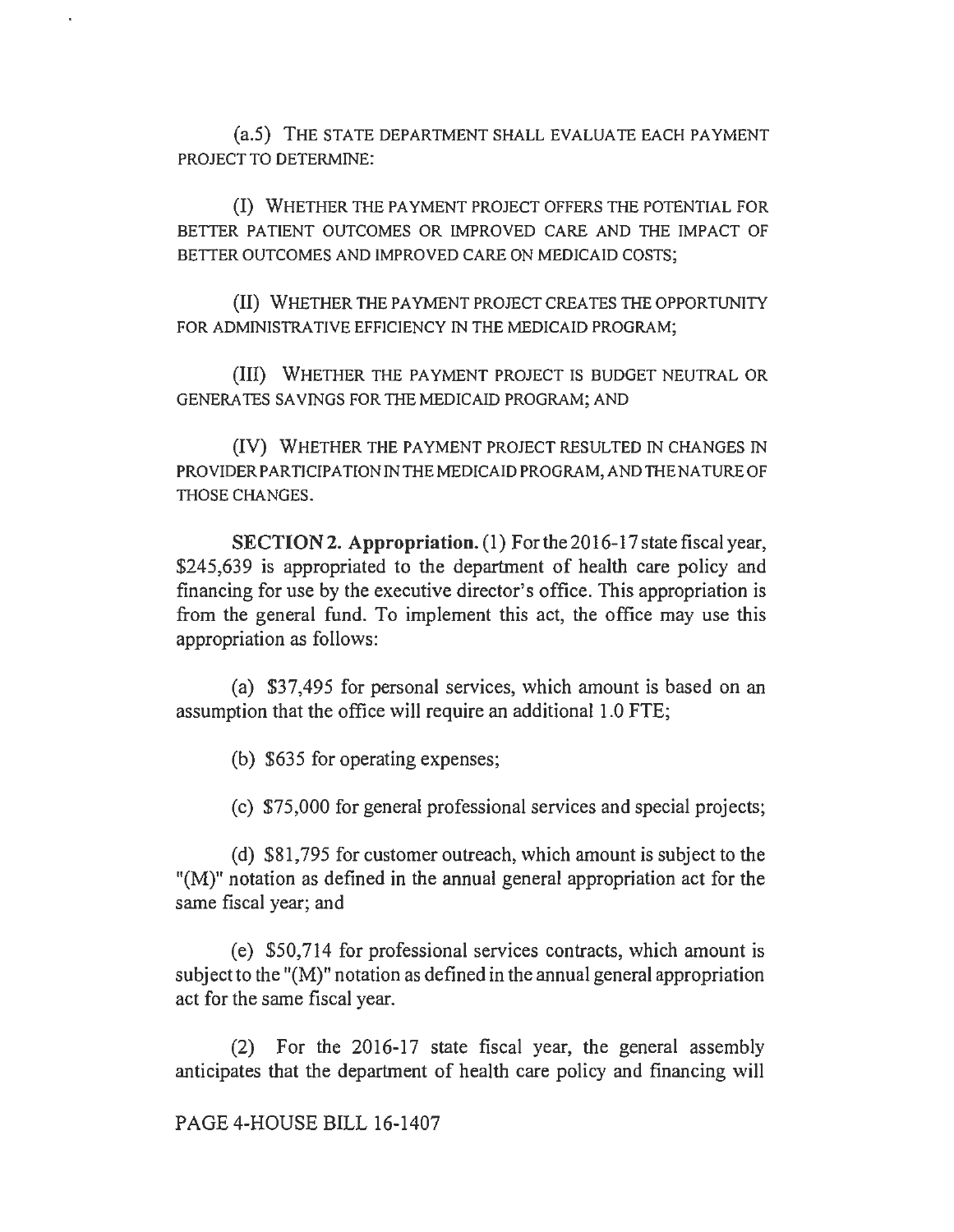(a.5) THE STATE DEPARTMENT SHALL EVALUATE EACH PAYMENT PROJECT TO DETERMINE:

(I) WHETHER THE PAYMENT PROJECT OFFERS THE POTENTIAL FOR BETTER PATIENT OUTCOMES OR IMPROVED CARE AND THE IMPACT OF BETTER OUTCOMES AND IMPROVED CARE ON MEDICAID COSTS;

(II) WHETHER THE PAYMENT PROJECT CREATES THE OPPORTUNITY FOR ADMINISTRATIVE EFFICIENCY IN THE MEDICAID PROGRAM;

(III) WHETHER THE PAYMENT PROJECT IS BUDGET NEUTRAL OR GENERATES SAVINGS FOR THE MEDICAID PROGRAM; AND

(IV) WHETHER THE PAYMENT PROJECT RESULTED IN CHANGES IN PROVIDER PARTICIPATION IN THE MEDICAID PROGRAM, AND THE NATURE OF THOSE CHANGES.

**SECTION 2. Appropriation.** (1) For the 2016-17 state fiscal year, $245,639 is appropriated to the department of health care policy and financing for use by the executive director's office. This appropriation is from the general fund. To implement this act, the office may use this appropriation as follows:

(a) $37,495 for personal services, which amount is based on an assumption that the office will require an additional 1.0 FTE;

(b) $635 for operating expenses;

(c) $75,000 for general professional services and special projects;

(d) $81,795 for customer outreach, which amount is subject to the "(M)" notation as defined in the annual general appropriation act for the same fiscal year; and

(e) $50,714 for professional services contracts, which amount is subject to the "(M)" notation as defined in the annual general appropriation act for the same fiscal year.

(2) For the 2016-17 state fiscal year, the general assembly anticipates that the department of health care policy and financing will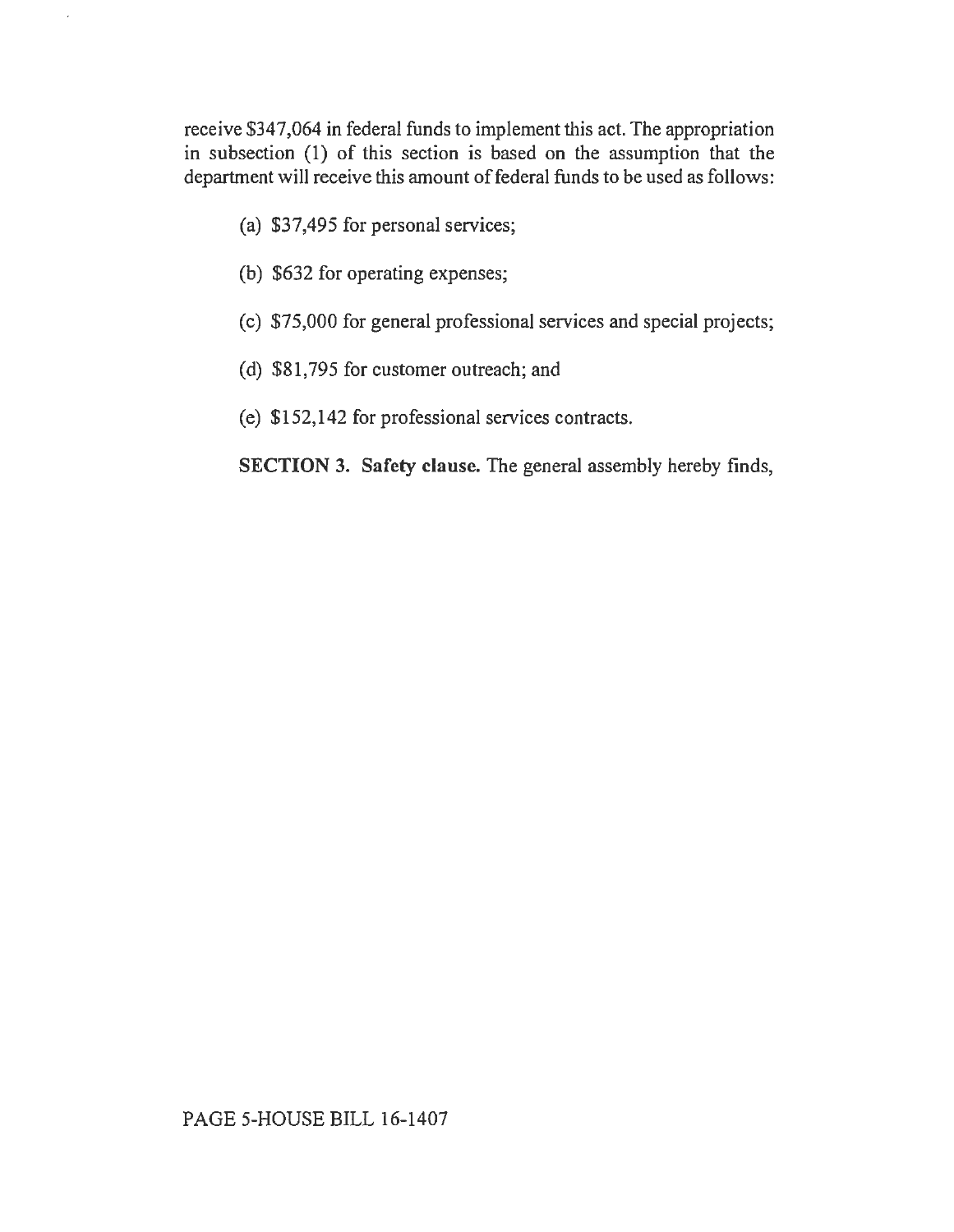receive $347,064 in federal funds to implement this act. The appropriation in subsection (1) of this section is based on the assumption that the department will receive this amount of federal funds to be used as follows:

(a) $37,495 for personal services;

(b) $632 for operating expenses;

(c) $75,000 for general professional services and special projects;

(d) $81,795 for customer outreach; and

(e) $152,142 for professional services contracts.

**SECTION 3. Safety clause.** The general assembly hereby finds,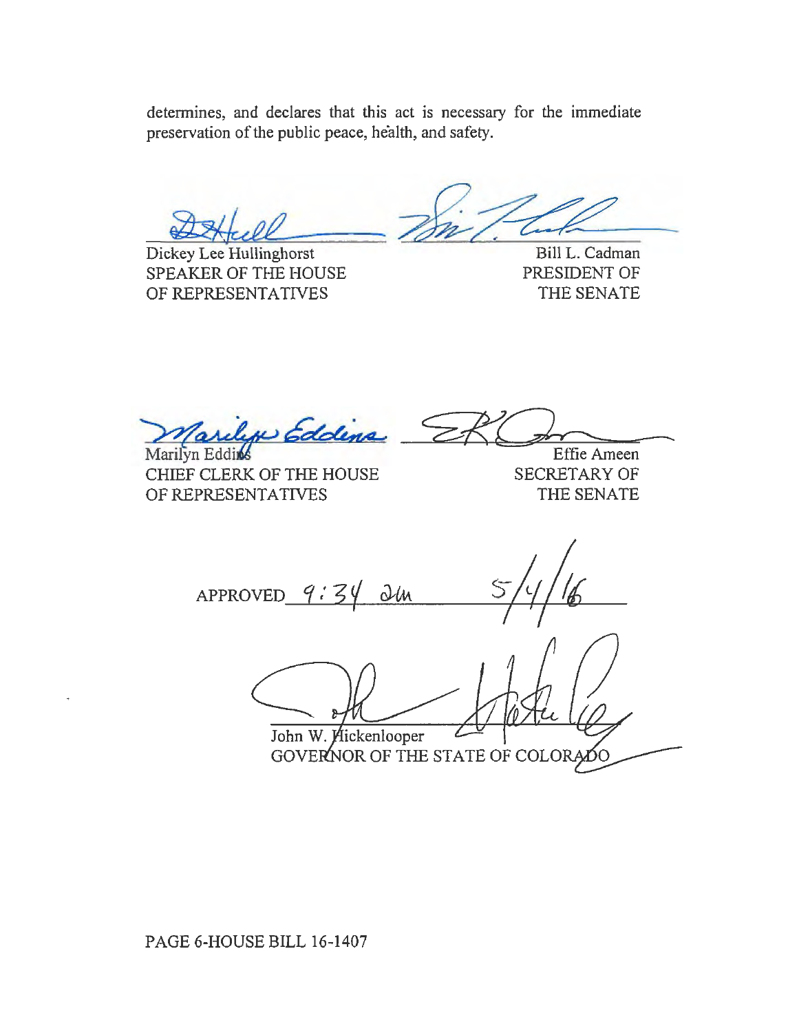determines, and declares that this act is necessary for the immediate preservation of the public peace, health, and safety.

| | |
|---|---|
| Dickey Lee Hullinghorst<br>SPEAKER OF THE HOUSE<br>OF REPRESENTATIVES | Bill L. Cadman<br>PRESIDENT OF<br>THE SENATE |
| Marilyn Eddins<br>CHIEF CLERK OF THE HOUSE<br>OF REPRESENTATIVES | Effie Ameen<br>SECRETARY OF<br>THE SENATE |

APPROVED 9:34 am 5/4/16

John W. Hickenlooper
GOVERNOR OF THE STATE OF COLORADO

PAGE 6-HOUSE BILL 16-1407